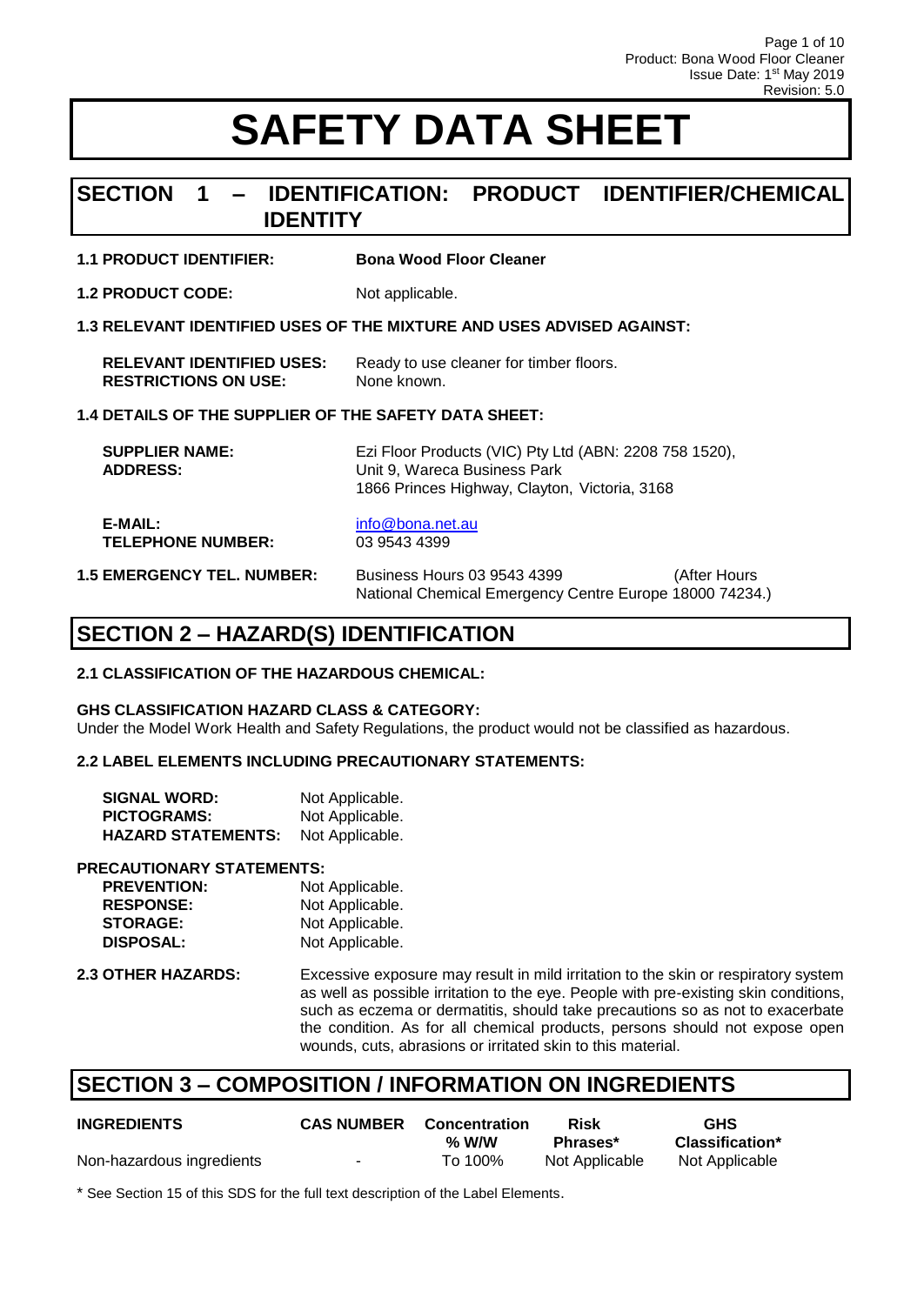# SAFETY DATA SHEET

## SECTION 1 – IDENTIFICATION: PRODUCT IDENTIFIER/CHEMICAL IDENTITY

**1.1 PRODUCT IDENTIFIER:** **Bona Wood Floor Cleaner**

**1.2 PRODUCT CODE:** Not applicable.

**1.3 RELEVANT IDENTIFIED USES OF THE MIXTURE AND USES ADVISED AGAINST:**

**RELEVANT IDENTIFIED USES:** Ready to use cleaner for timber floors.
**RESTRICTIONS ON USE:** None known.

**1.4 DETAILS OF THE SUPPLIER OF THE SAFETY DATA SHEET:**

**SUPPLIER NAME:** Ezi Floor Products (VIC) Pty Ltd (ABN: 2208 758 1520),
**ADDRESS:** Unit 9, Wareca Business Park
1866 Princes Highway, Clayton, Victoria, 3168

**E-MAIL:** info@bona.net.au
**TELEPHONE NUMBER:** 03 9543 4399

**1.5 EMERGENCY TEL. NUMBER:** Business Hours 03 9543 4399 (After Hours National Chemical Emergency Centre Europe 18000 74234.)

## SECTION 2 – HAZARD(S) IDENTIFICATION

**2.1 CLASSIFICATION OF THE HAZARDOUS CHEMICAL:**

**GHS CLASSIFICATION HAZARD CLASS & CATEGORY:**
Under the Model Work Health and Safety Regulations, the product would not be classified as hazardous.

**2.2 LABEL ELEMENTS INCLUDING PRECAUTIONARY STATEMENTS:**

**SIGNAL WORD:** Not Applicable.
**PICTOGRAMS:** Not Applicable.
**HAZARD STATEMENTS:** Not Applicable.

**PRECAUTIONARY STATEMENTS:**
**PREVENTION:** Not Applicable.
**RESPONSE:** Not Applicable.
**STORAGE:** Not Applicable.
**DISPOSAL:** Not Applicable.

**2.3 OTHER HAZARDS:** Excessive exposure may result in mild irritation to the skin or respiratory system as well as possible irritation to the eye. People with pre-existing skin conditions, such as eczema or dermatitis, should take precautions so as not to exacerbate the condition. As for all chemical products, persons should not expose open wounds, cuts, abrasions or irritated skin to this material.

## SECTION 3 – COMPOSITION / INFORMATION ON INGREDIENTS

| INGREDIENTS | CAS NUMBER | Concentration % W/W | Risk Phrases* | GHS Classification* |
|---|---|---|---|---|
| Non-hazardous ingredients | - | To 100% | Not Applicable | Not Applicable |

* See Section 15 of this SDS for the full text description of the Label Elements.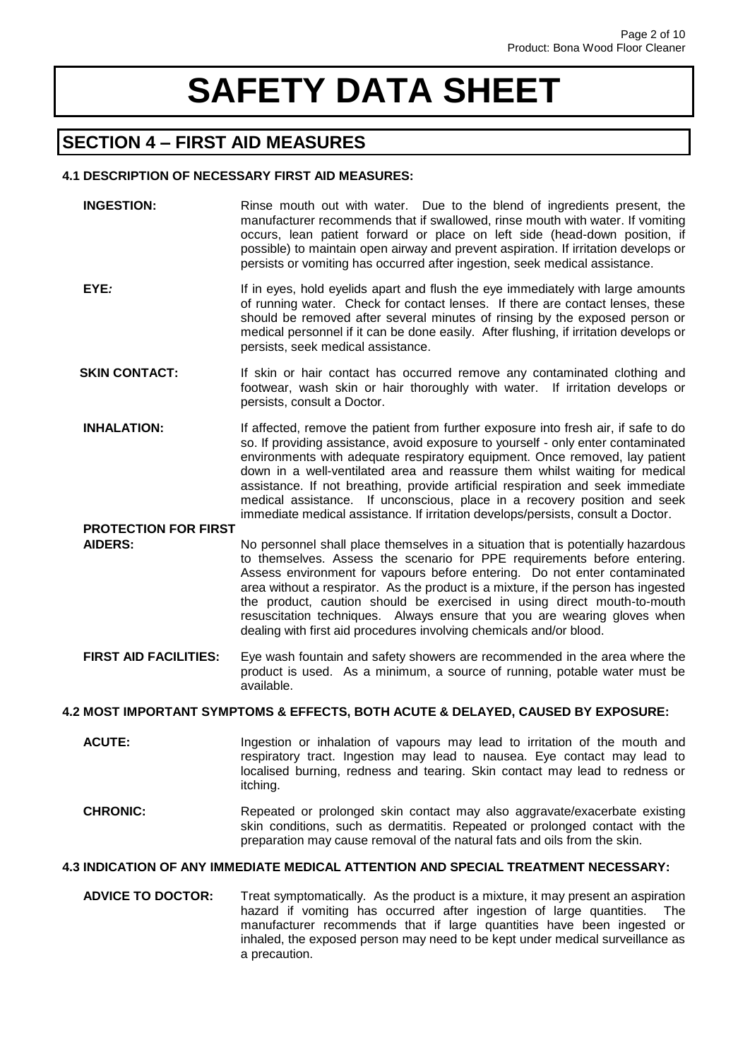# SAFETY DATA SHEET

## SECTION 4 – FIRST AID MEASURES

### 4.1 DESCRIPTION OF NECESSARY FIRST AID MEASURES:

**INGESTION:** Rinse mouth out with water. Due to the blend of ingredients present, the manufacturer recommends that if swallowed, rinse mouth with water. If vomiting occurs, lean patient forward or place on left side (head-down position, if possible) to maintain open airway and prevent aspiration. If irritation develops or persists or vomiting has occurred after ingestion, seek medical assistance.

**EYE:** If in eyes, hold eyelids apart and flush the eye immediately with large amounts of running water. Check for contact lenses. If there are contact lenses, these should be removed after several minutes of rinsing by the exposed person or medical personnel if it can be done easily. After flushing, if irritation develops or persists, seek medical assistance.

**SKIN CONTACT:** If skin or hair contact has occurred remove any contaminated clothing and footwear, wash skin or hair thoroughly with water. If irritation develops or persists, consult a Doctor.

**INHALATION:** If affected, remove the patient from further exposure into fresh air, if safe to do so. If providing assistance, avoid exposure to yourself - only enter contaminated environments with adequate respiratory equipment. Once removed, lay patient down in a well-ventilated area and reassure them whilst waiting for medical assistance. If not breathing, provide artificial respiration and seek immediate medical assistance. If unconscious, place in a recovery position and seek immediate medical assistance. If irritation develops/persists, consult a Doctor.

**PROTECTION FOR FIRST AIDERS:** No personnel shall place themselves in a situation that is potentially hazardous to themselves. Assess the scenario for PPE requirements before entering. Assess environment for vapours before entering. Do not enter contaminated area without a respirator. As the product is a mixture, if the person has ingested the product, caution should be exercised in using direct mouth-to-mouth resuscitation techniques. Always ensure that you are wearing gloves when dealing with first aid procedures involving chemicals and/or blood.

**FIRST AID FACILITIES:** Eye wash fountain and safety showers are recommended in the area where the product is used. As a minimum, a source of running, potable water must be available.

### 4.2 MOST IMPORTANT SYMPTOMS & EFFECTS, BOTH ACUTE & DELAYED, CAUSED BY EXPOSURE:

**ACUTE:** Ingestion or inhalation of vapours may lead to irritation of the mouth and respiratory tract. Ingestion may lead to nausea. Eye contact may lead to localised burning, redness and tearing. Skin contact may lead to redness or itching.

**CHRONIC:** Repeated or prolonged skin contact may also aggravate/exacerbate existing skin conditions, such as dermatitis. Repeated or prolonged contact with the preparation may cause removal of the natural fats and oils from the skin.

### 4.3 INDICATION OF ANY IMMEDIATE MEDICAL ATTENTION AND SPECIAL TREATMENT NECESSARY:

**ADVICE TO DOCTOR:** Treat symptomatically. As the product is a mixture, it may present an aspiration hazard if vomiting has occurred after ingestion of large quantities. The manufacturer recommends that if large quantities have been ingested or inhaled, the exposed person may need to be kept under medical surveillance as a precaution.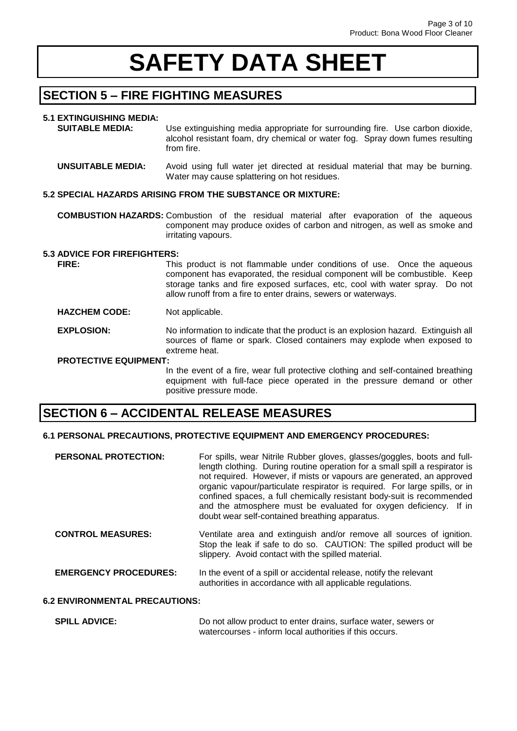# SAFETY DATA SHEET

## SECTION 5 – FIRE FIGHTING MEASURES

### 5.1 EXTINGUISHING MEDIA:

**SUITABLE MEDIA:** Use extinguishing media appropriate for surrounding fire. Use carbon dioxide, alcohol resistant foam, dry chemical or water fog. Spray down fumes resulting from fire.

**UNSUITABLE MEDIA:** Avoid using full water jet directed at residual material that may be burning. Water may cause splattering on hot residues.

### 5.2 SPECIAL HAZARDS ARISING FROM THE SUBSTANCE OR MIXTURE:

**COMBUSTION HAZARDS:** Combustion of the residual material after evaporation of the aqueous component may produce oxides of carbon and nitrogen, as well as smoke and irritating vapours.

### 5.3 ADVICE FOR FIREFIGHTERS:

**FIRE:** This product is not flammable under conditions of use. Once the aqueous component has evaporated, the residual component will be combustible. Keep storage tanks and fire exposed surfaces, etc, cool with water spray. Do not allow runoff from a fire to enter drains, sewers or waterways.

**HAZCHEM CODE:** Not applicable.

**EXPLOSION:** No information to indicate that the product is an explosion hazard. Extinguish all sources of flame or spark. Closed containers may explode when exposed to extreme heat.

**PROTECTIVE EQUIPMENT:**

In the event of a fire, wear full protective clothing and self-contained breathing equipment with full-face piece operated in the pressure demand or other positive pressure mode.

## SECTION 6 – ACCIDENTAL RELEASE MEASURES

### 6.1 PERSONAL PRECAUTIONS, PROTECTIVE EQUIPMENT AND EMERGENCY PROCEDURES:

**PERSONAL PROTECTION:** For spills, wear Nitrile Rubber gloves, glasses/goggles, boots and full-length clothing. During routine operation for a small spill a respirator is not required. However, if mists or vapours are generated, an approved organic vapour/particulate respirator is required. For large spills, or in confined spaces, a full chemically resistant body-suit is recommended and the atmosphere must be evaluated for oxygen deficiency. If in doubt wear self-contained breathing apparatus.

**CONTROL MEASURES:** Ventilate area and extinguish and/or remove all sources of ignition. Stop the leak if safe to do so. CAUTION: The spilled product will be slippery. Avoid contact with the spilled material.

**EMERGENCY PROCEDURES:** In the event of a spill or accidental release, notify the relevant authorities in accordance with all applicable regulations.

### 6.2 ENVIRONMENTAL PRECAUTIONS:

**SPILL ADVICE:** Do not allow product to enter drains, surface water, sewers or watercourses - inform local authorities if this occurs.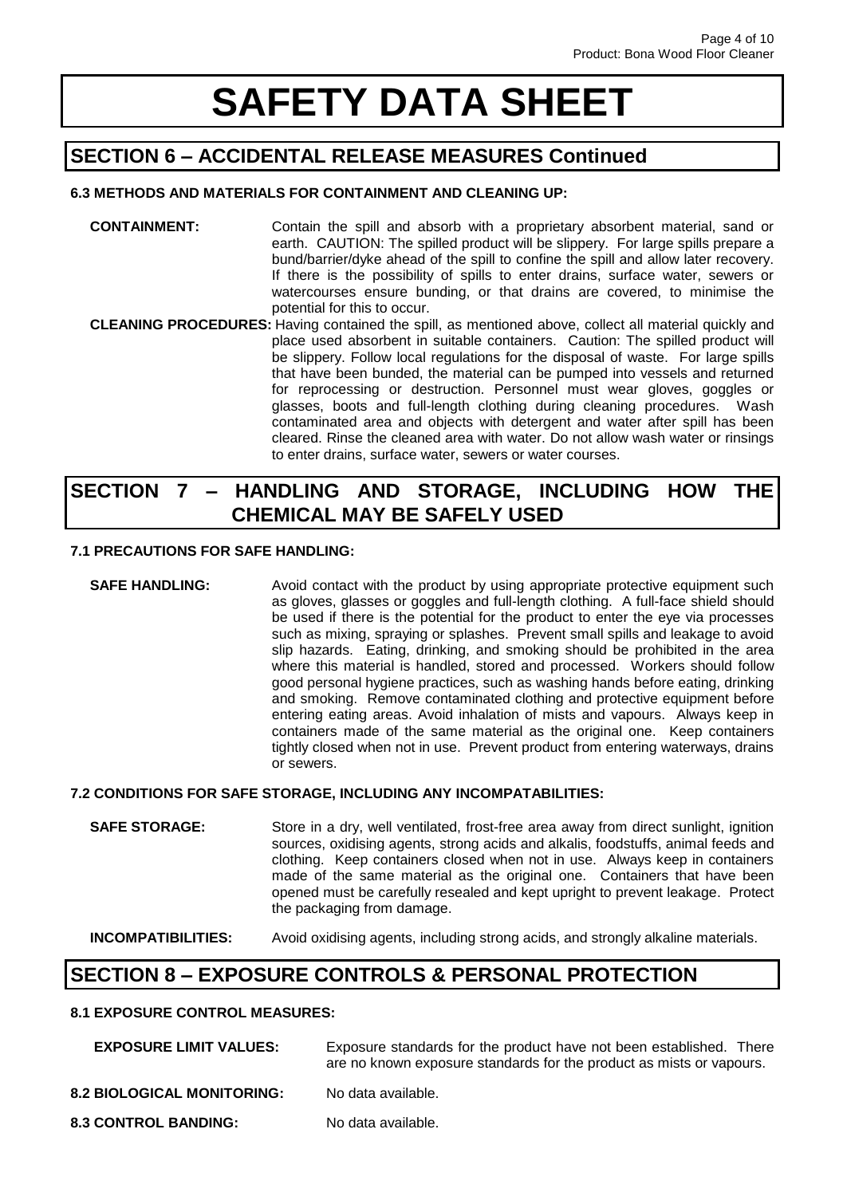# SAFETY DATA SHEET

## SECTION 6 – ACCIDENTAL RELEASE MEASURES Continued

### 6.3 METHODS AND MATERIALS FOR CONTAINMENT AND CLEANING UP:

**CONTAINMENT:** Contain the spill and absorb with a proprietary absorbent material, sand or earth. CAUTION: The spilled product will be slippery. For large spills prepare a bund/barrier/dyke ahead of the spill to confine the spill and allow later recovery. If there is the possibility of spills to enter drains, surface water, sewers or watercourses ensure bunding, or that drains are covered, to minimise the potential for this to occur.

**CLEANING PROCEDURES:** Having contained the spill, as mentioned above, collect all material quickly and place used absorbent in suitable containers. Caution: The spilled product will be slippery. Follow local regulations for the disposal of waste. For large spills that have been bunded, the material can be pumped into vessels and returned for reprocessing or destruction. Personnel must wear gloves, goggles or glasses, boots and full-length clothing during cleaning procedures. Wash contaminated area and objects with detergent and water after spill has been cleared. Rinse the cleaned area with water. Do not allow wash water or rinsings to enter drains, surface water, sewers or water courses.

## SECTION 7 – HANDLING AND STORAGE, INCLUDING HOW THE CHEMICAL MAY BE SAFELY USED

### 7.1 PRECAUTIONS FOR SAFE HANDLING:

**SAFE HANDLING:** Avoid contact with the product by using appropriate protective equipment such as gloves, glasses or goggles and full-length clothing. A full-face shield should be used if there is the potential for the product to enter the eye via processes such as mixing, spraying or splashes. Prevent small spills and leakage to avoid slip hazards. Eating, drinking, and smoking should be prohibited in the area where this material is handled, stored and processed. Workers should follow good personal hygiene practices, such as washing hands before eating, drinking and smoking. Remove contaminated clothing and protective equipment before entering eating areas. Avoid inhalation of mists and vapours. Always keep in containers made of the same material as the original one. Keep containers tightly closed when not in use. Prevent product from entering waterways, drains or sewers.

### 7.2 CONDITIONS FOR SAFE STORAGE, INCLUDING ANY INCOMPATIBILITIES:

**SAFE STORAGE:** Store in a dry, well ventilated, frost-free area away from direct sunlight, ignition sources, oxidising agents, strong acids and alkalis, foodstuffs, animal feeds and clothing. Keep containers closed when not in use. Always keep in containers made of the same material as the original one. Containers that have been opened must be carefully resealed and kept upright to prevent leakage. Protect the packaging from damage.

**INCOMPATIBILITIES:** Avoid oxidising agents, including strong acids, and strongly alkaline materials.

## SECTION 8 – EXPOSURE CONTROLS & PERSONAL PROTECTION

### 8.1 EXPOSURE CONTROL MEASURES:

**EXPOSURE LIMIT VALUES:** Exposure standards for the product have not been established. There are no known exposure standards for the product as mists or vapours.

**8.2 BIOLOGICAL MONITORING:** No data available.

**8.3 CONTROL BANDING:** No data available.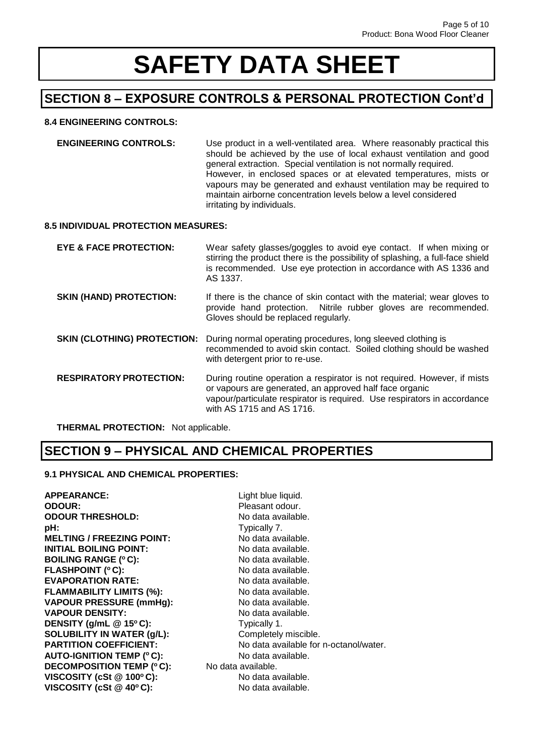# SAFETY DATA SHEET

## SECTION 8 – EXPOSURE CONTROLS & PERSONAL PROTECTION Cont'd

### 8.4 ENGINEERING CONTROLS:

**ENGINEERING CONTROLS:** Use product in a well-ventilated area. Where reasonably practical this should be achieved by the use of local exhaust ventilation and good general extraction. Special ventilation is not normally required. However, in enclosed spaces or at elevated temperatures, mists or vapours may be generated and exhaust ventilation may be required to maintain airborne concentration levels below a level considered irritating by individuals.

### 8.5 INDIVIDUAL PROTECTION MEASURES:

**EYE & FACE PROTECTION:** Wear safety glasses/goggles to avoid eye contact. If when mixing or stirring the product there is the possibility of splashing, a full-face shield is recommended. Use eye protection in accordance with AS 1336 and AS 1337.

**SKIN (HAND) PROTECTION:** If there is the chance of skin contact with the material; wear gloves to provide hand protection. Nitrile rubber gloves are recommended. Gloves should be replaced regularly.

**SKIN (CLOTHING) PROTECTION:** During normal operating procedures, long sleeved clothing is recommended to avoid skin contact. Soiled clothing should be washed with detergent prior to re-use.

**RESPIRATORY PROTECTION:** During routine operation a respirator is not required. However, if mists or vapours are generated, an approved half face organic vapour/particulate respirator is required. Use respirators in accordance with AS 1715 and AS 1716.

**THERMAL PROTECTION:** Not applicable.

## SECTION 9 – PHYSICAL AND CHEMICAL PROPERTIES

### 9.1 PHYSICAL AND CHEMICAL PROPERTIES:

**APPEARANCE:** Light blue liquid.
**ODOUR:** Pleasant odour.
**ODOUR THRESHOLD:** No data available.
**pH:** Typically 7.
**MELTING / FREEZING POINT:** No data available.
**INITIAL BOILING POINT:** No data available.
**BOILING RANGE (°C):** No data available.
**FLASHPOINT (°C):** No data available.
**EVAPORATION RATE:** No data available.
**FLAMMABILITY LIMITS (%):** No data available.
**VAPOUR PRESSURE (mmHg):** No data available.
**VAPOUR DENSITY:** No data available.
**DENSITY (g/mL @ 15°C):** Typically 1.
**SOLUBILITY IN WATER (g/L):** Completely miscible.
**PARTITION COEFFICIENT:** No data available for n-octanol/water.
**AUTO-IGNITION TEMP (°C):** No data available.
**DECOMPOSITION TEMP (°C):** No data available.
**VISCOSITY (cSt @ 100°C):** No data available.
**VISCOSITY (cSt @ 40°C):** No data available.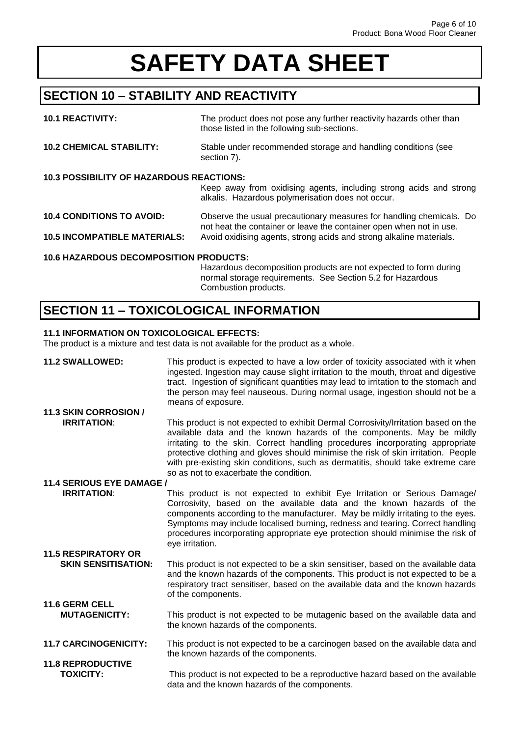# SAFETY DATA SHEET

## SECTION 10 – STABILITY AND REACTIVITY

**10.1 REACTIVITY:** The product does not pose any further reactivity hazards other than those listed in the following sub-sections.

**10.2 CHEMICAL STABILITY:** Stable under recommended storage and handling conditions (see section 7).

**10.3 POSSIBILITY OF HAZARDOUS REACTIONS:** Keep away from oxidising agents, including strong acids and strong alkalis. Hazardous polymerisation does not occur.

**10.4 CONDITIONS TO AVOID:** Observe the usual precautionary measures for handling chemicals. Do not heat the container or leave the container open when not in use.

**10.5 INCOMPATIBLE MATERIALS:** Avoid oxidising agents, strong acids and strong alkaline materials.

**10.6 HAZARDOUS DECOMPOSITION PRODUCTS:** Hazardous decomposition products are not expected to form during normal storage requirements. See Section 5.2 for Hazardous Combustion products.

## SECTION 11 – TOXICOLOGICAL INFORMATION

**11.1 INFORMATION ON TOXICOLOGICAL EFFECTS:**
The product is a mixture and test data is not available for the product as a whole.

**11.2 SWALLOWED:** This product is expected to have a low order of toxicity associated with it when ingested. Ingestion may cause slight irritation to the mouth, throat and digestive tract. Ingestion of significant quantities may lead to irritation to the stomach and the person may feel nauseous. During normal usage, ingestion should not be a means of exposure.

**11.3 SKIN CORROSION / IRRITATION**: This product is not expected to exhibit Dermal Corrosivity/Irritation based on the available data and the known hazards of the components. May be mildly irritating to the skin. Correct handling procedures incorporating appropriate protective clothing and gloves should minimise the risk of skin irritation. People with pre-existing skin conditions, such as dermatitis, should take extreme care so as not to exacerbate the condition.

**11.4 SERIOUS EYE DAMAGE / IRRITATION**: This product is not expected to exhibit Eye Irritation or Serious Damage/ Corrosivity, based on the available data and the known hazards of the components according to the manufacturer. May be mildly irritating to the eyes. Symptoms may include localised burning, redness and tearing. Correct handling procedures incorporating appropriate eye protection should minimise the risk of eye irritation.

**11.5 RESPIRATORY OR SKIN SENSITISATION:** This product is not expected to be a skin sensitiser, based on the available data and the known hazards of the components. This product is not expected to be a respiratory tract sensitiser, based on the available data and the known hazards of the components.

**11.6 GERM CELL MUTAGENICITY:** This product is not expected to be mutagenic based on the available data and the known hazards of the components.

**11.7 CARCINOGENICITY:** This product is not expected to be a carcinogen based on the available data and the known hazards of the components.

**11.8 REPRODUCTIVE TOXICITY:** This product is not expected to be a reproductive hazard based on the available data and the known hazards of the components.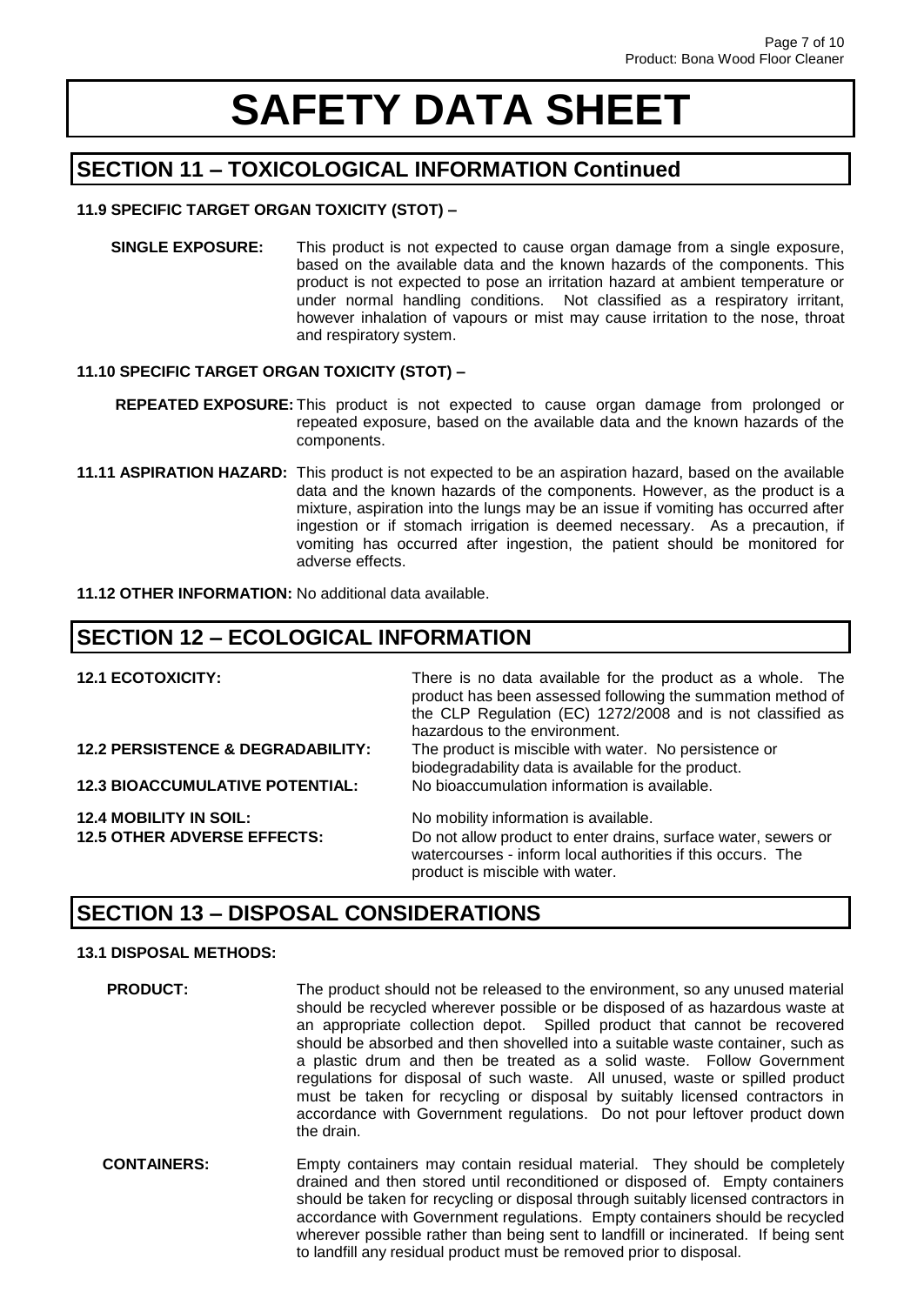# SAFETY DATA SHEET

## SECTION 11 – TOXICOLOGICAL INFORMATION Continued

**11.9 SPECIFIC TARGET ORGAN TOXICITY (STOT) –**

**SINGLE EXPOSURE:** This product is not expected to cause organ damage from a single exposure, based on the available data and the known hazards of the components. This product is not expected to pose an irritation hazard at ambient temperature or under normal handling conditions. Not classified as a respiratory irritant, however inhalation of vapours or mist may cause irritation to the nose, throat and respiratory system.

**11.10 SPECIFIC TARGET ORGAN TOXICITY (STOT) –**

**REPEATED EXPOSURE:** This product is not expected to cause organ damage from prolonged or repeated exposure, based on the available data and the known hazards of the components.

**11.11 ASPIRATION HAZARD:** This product is not expected to be an aspiration hazard, based on the available data and the known hazards of the components. However, as the product is a mixture, aspiration into the lungs may be an issue if vomiting has occurred after ingestion or if stomach irrigation is deemed necessary. As a precaution, if vomiting has occurred after ingestion, the patient should be monitored for adverse effects.

**11.12 OTHER INFORMATION:** No additional data available.

## SECTION 12 – ECOLOGICAL INFORMATION

**12.1 ECOTOXICITY:** There is no data available for the product as a whole. The product has been assessed following the summation method of the CLP Regulation (EC) 1272/2008 and is not classified as hazardous to the environment.

**12.2 PERSISTENCE & DEGRADABILITY:** The product is miscible with water. No persistence or biodegradability data is available for the product.

**12.3 BIOACCUMULATIVE POTENTIAL:** No bioaccumulation information is available.

**12.4 MOBILITY IN SOIL:** No mobility information is available.

**12.5 OTHER ADVERSE EFFECTS:** Do not allow product to enter drains, surface water, sewers or watercourses - inform local authorities if this occurs. The product is miscible with water.

## SECTION 13 – DISPOSAL CONSIDERATIONS

**13.1 DISPOSAL METHODS:**

**PRODUCT:** The product should not be released to the environment, so any unused material should be recycled wherever possible or be disposed of as hazardous waste at an appropriate collection depot. Spilled product that cannot be recovered should be absorbed and then shovelled into a suitable waste container, such as a plastic drum and then be treated as a solid waste. Follow Government regulations for disposal of such waste. All unused, waste or spilled product must be taken for recycling or disposal by suitably licensed contractors in accordance with Government regulations. Do not pour leftover product down the drain.

**CONTAINERS:** Empty containers may contain residual material. They should be completely drained and then stored until reconditioned or disposed of. Empty containers should be taken for recycling or disposal through suitably licensed contractors in accordance with Government regulations. Empty containers should be recycled wherever possible rather than being sent to landfill or incinerated. If being sent to landfill any residual product must be removed prior to disposal.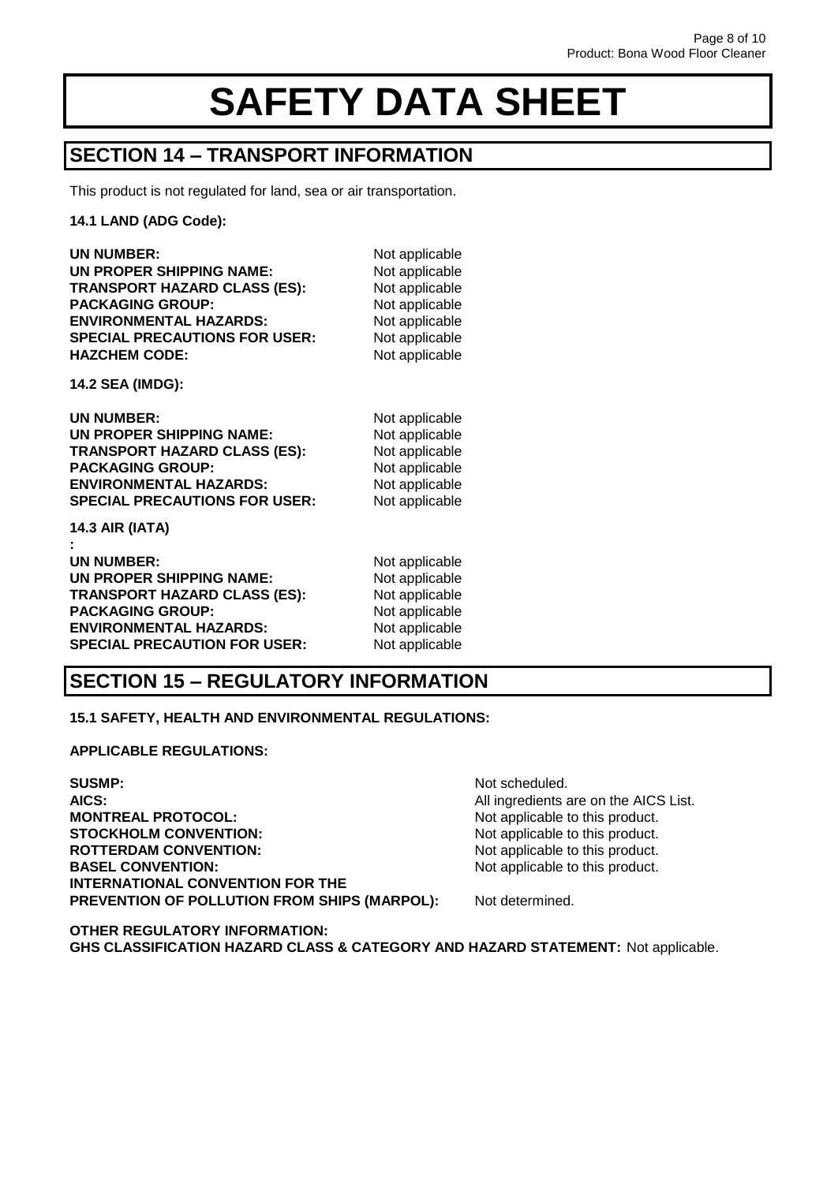# SAFETY DATA SHEET

## SECTION 14 – TRANSPORT INFORMATION

This product is not regulated for land, sea or air transportation.

**14.1 LAND (ADG Code):**

**UN NUMBER:** Not applicable
**UN PROPER SHIPPING NAME:** Not applicable
**TRANSPORT HAZARD CLASS (ES):** Not applicable
**PACKAGING GROUP:** Not applicable
**ENVIRONMENTAL HAZARDS:** Not applicable
**SPECIAL PRECAUTIONS FOR USER:** Not applicable
**HAZCHEM CODE:** Not applicable

**14.2 SEA (IMDG):**

**UN NUMBER:** Not applicable
**UN PROPER SHIPPING NAME:** Not applicable
**TRANSPORT HAZARD CLASS (ES):** Not applicable
**PACKAGING GROUP:** Not applicable
**ENVIRONMENTAL HAZARDS:** Not applicable
**SPECIAL PRECAUTIONS FOR USER:** Not applicable

**14.3 AIR (IATA)**
**:**

**UN NUMBER:** Not applicable
**UN PROPER SHIPPING NAME:** Not applicable
**TRANSPORT HAZARD CLASS (ES):** Not applicable
**PACKAGING GROUP:** Not applicable
**ENVIRONMENTAL HAZARDS:** Not applicable
**SPECIAL PRECAUTION FOR USER:** Not applicable

## SECTION 15 – REGULATORY INFORMATION

**15.1 SAFETY, HEALTH AND ENVIRONMENTAL REGULATIONS:**

**APPLICABLE REGULATIONS:**

**SUSMP:** Not scheduled.
**AICS:** All ingredients are on the AICS List.
**MONTREAL PROTOCOL:** Not applicable to this product.
**STOCKHOLM CONVENTION:** Not applicable to this product.
**ROTTERDAM CONVENTION:** Not applicable to this product.
**BASEL CONVENTION:** Not applicable to this product.
**INTERNATIONAL CONVENTION FOR THE PREVENTION OF POLLUTION FROM SHIPS (MARPOL):** Not determined.

**OTHER REGULATORY INFORMATION:**
**GHS CLASSIFICATION HAZARD CLASS & CATEGORY AND HAZARD STATEMENT:** Not applicable.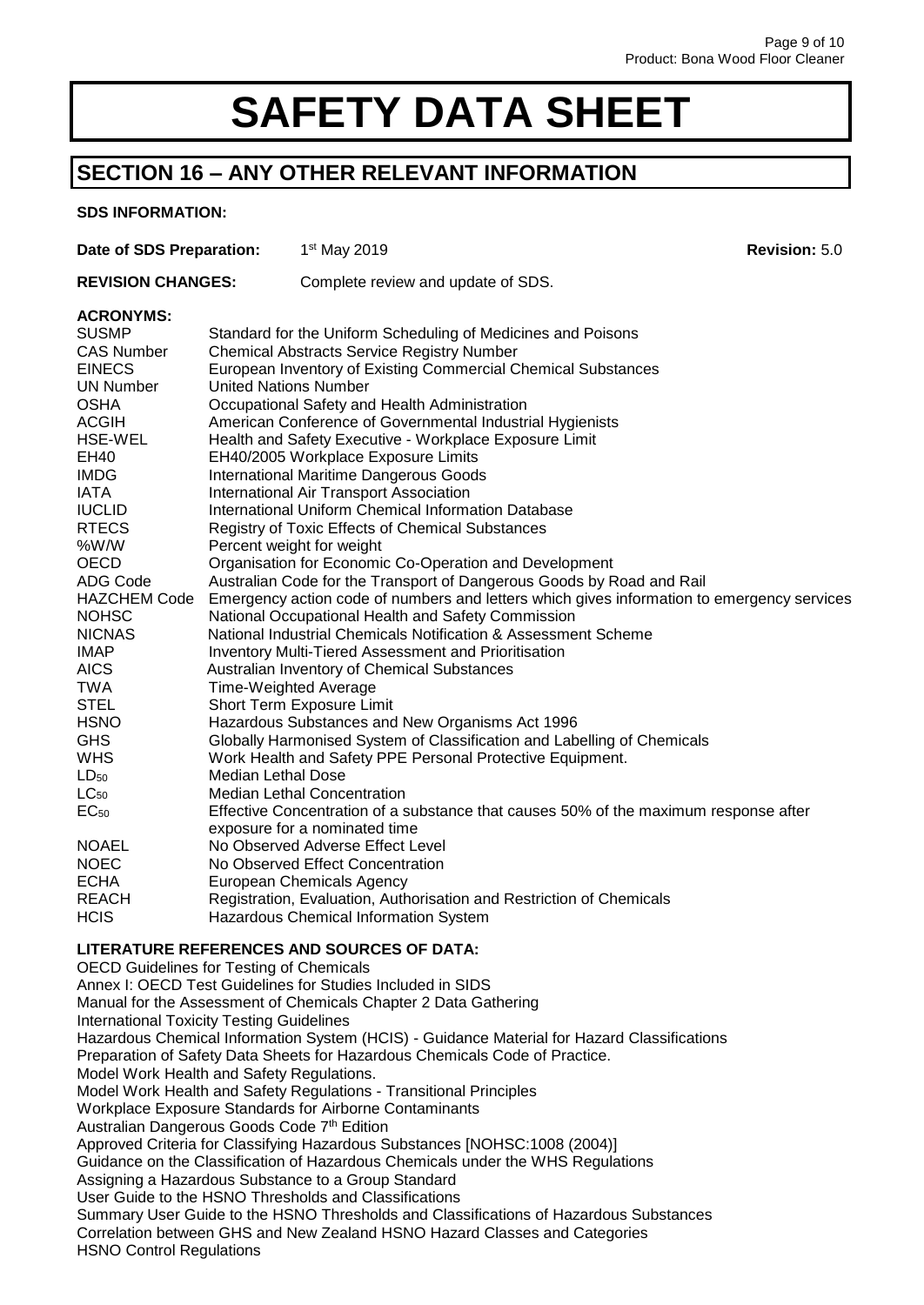# SAFETY DATA SHEET

## SECTION 16 – ANY OTHER RELEVANT INFORMATION

**SDS INFORMATION:**

**Date of SDS Preparation:** 1st May 2019 **Revision:** 5.0

**REVISION CHANGES:** Complete review and update of SDS.

**ACRONYMS:**

| | |
|---|---|
| SUSMP | Standard for the Uniform Scheduling of Medicines and Poisons |
| CAS Number | Chemical Abstracts Service Registry Number |
| EINECS | European Inventory of Existing Commercial Chemical Substances |
| UN Number | United Nations Number |
| OSHA | Occupational Safety and Health Administration |
| ACGIH | American Conference of Governmental Industrial Hygienists |
| HSE-WEL | Health and Safety Executive - Workplace Exposure Limit |
| EH40 | EH40/2005 Workplace Exposure Limits |
| IMDG | International Maritime Dangerous Goods |
| IATA | International Air Transport Association |
| IUCLID | International Uniform Chemical Information Database |
| RTECS | Registry of Toxic Effects of Chemical Substances |
| %W/W | Percent weight for weight |
| OECD | Organisation for Economic Co-Operation and Development |
| ADG Code | Australian Code for the Transport of Dangerous Goods by Road and Rail |
| HAZCHEM Code | Emergency action code of numbers and letters which gives information to emergency services |
| NOHSC | National Occupational Health and Safety Commission |
| NICNAS | National Industrial Chemicals Notification & Assessment Scheme |
| IMAP | Inventory Multi-Tiered Assessment and Prioritisation |
| AICS | Australian Inventory of Chemical Substances |
| TWA | Time-Weighted Average |
| STEL | Short Term Exposure Limit |
| HSNO | Hazardous Substances and New Organisms Act 1996 |
| GHS | Globally Harmonised System of Classification and Labelling of Chemicals |
| WHS | Work Health and Safety PPE Personal Protective Equipment. |
| $LD_{50}$ | Median Lethal Dose |
| $LC_{50}$ | Median Lethal Concentration |
| $EC_{50}$ | Effective Concentration of a substance that causes 50% of the maximum response after exposure for a nominated time |
| NOAEL | No Observed Adverse Effect Level |
| NOEC | No Observed Effect Concentration |
| ECHA | European Chemicals Agency |
| REACH | Registration, Evaluation, Authorisation and Restriction of Chemicals |
| HCIS | Hazardous Chemical Information System |

**LITERATURE REFERENCES AND SOURCES OF DATA:**

OECD Guidelines for Testing of Chemicals
Annex I: OECD Test Guidelines for Studies Included in SIDS
Manual for the Assessment of Chemicals Chapter 2 Data Gathering
International Toxicity Testing Guidelines
Hazardous Chemical Information System (HCIS) - Guidance Material for Hazard Classifications
Preparation of Safety Data Sheets for Hazardous Chemicals Code of Practice.
Model Work Health and Safety Regulations.
Model Work Health and Safety Regulations - Transitional Principles
Workplace Exposure Standards for Airborne Contaminants
Australian Dangerous Goods Code 7th Edition
Approved Criteria for Classifying Hazardous Substances [NOHSC:1008 (2004)]
Guidance on the Classification of Hazardous Chemicals under the WHS Regulations
Assigning a Hazardous Substance to a Group Standard
User Guide to the HSNO Thresholds and Classifications
Summary User Guide to the HSNO Thresholds and Classifications of Hazardous Substances
Correlation between GHS and New Zealand HSNO Hazard Classes and Categories
HSNO Control Regulations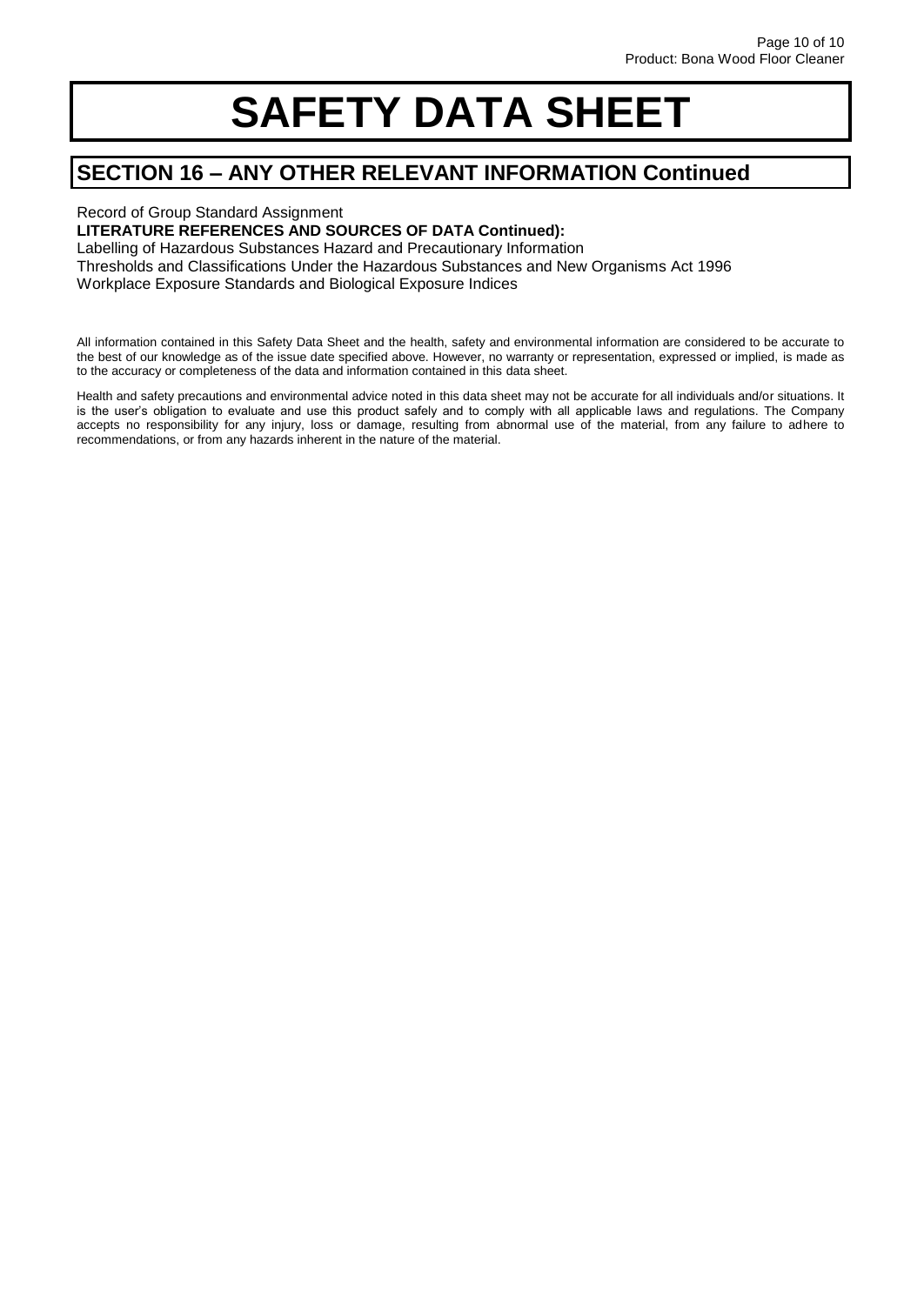# SAFETY DATA SHEET

## SECTION 16 – ANY OTHER RELEVANT INFORMATION Continued

Record of Group Standard Assignment

**LITERATURE REFERENCES AND SOURCES OF DATA Continued):**

Labelling of Hazardous Substances Hazard and Precautionary Information

Thresholds and Classifications Under the Hazardous Substances and New Organisms Act 1996

Workplace Exposure Standards and Biological Exposure Indices

All information contained in this Safety Data Sheet and the health, safety and environmental information are considered to be accurate to the best of our knowledge as of the issue date specified above. However, no warranty or representation, expressed or implied, is made as to the accuracy or completeness of the data and information contained in this data sheet.

Health and safety precautions and environmental advice noted in this data sheet may not be accurate for all individuals and/or situations. It is the user's obligation to evaluate and use this product safely and to comply with all applicable laws and regulations. The Company accepts no responsibility for any injury, loss or damage, resulting from abnormal use of the material, from any failure to adhere to recommendations, or from any hazards inherent in the nature of the material.